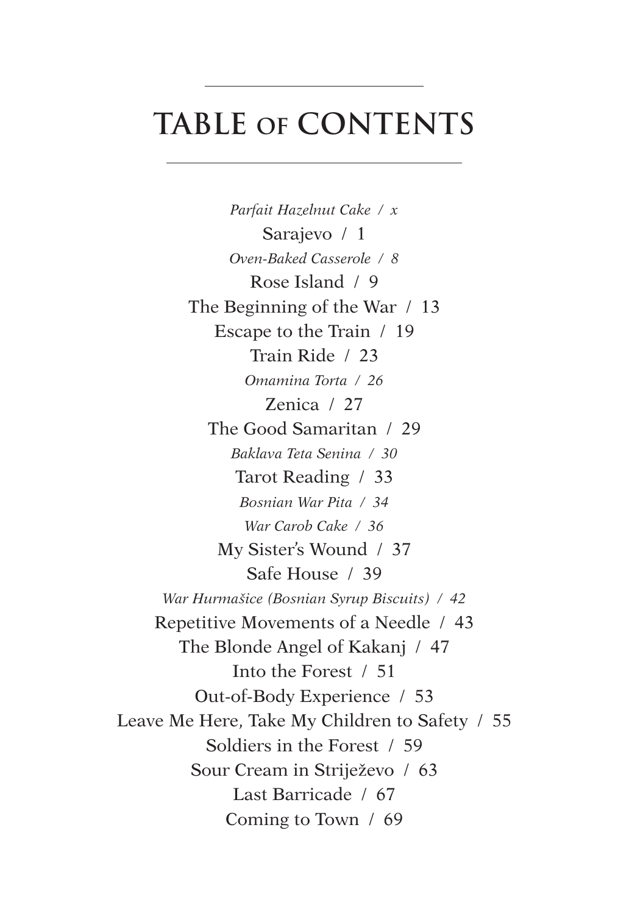# TABLE OF CONTENTS

*Parfait Hazelnut Cake / x*

Sarajevo / 1

*Oven-Baked Casserole / 8*

Rose Island / 9

The Beginning of the War / 13

Escape to the Train / 19

Train Ride / 23

*Omamina Torta / 26*

Zenica / 27

The Good Samaritan / 29

*Baklava Teta Senina / 30*

Tarot Reading / 33

*Bosnian War Pita / 34*

*War Carob Cake / 36*

My Sister's Wound / 37

Safe House / 39

*War Hurmašice (Bosnian Syrup Biscuits) / 42*

Repetitive Movements of a Needle / 43

The Blonde Angel of Kakanj / 47

Into the Forest / 51

Out-of-Body Experience / 53

Leave Me Here, Take My Children to Safety / 55

Soldiers in the Forest / 59

Sour Cream in Striježevo / 63

Last Barricade / 67

Coming to Town / 69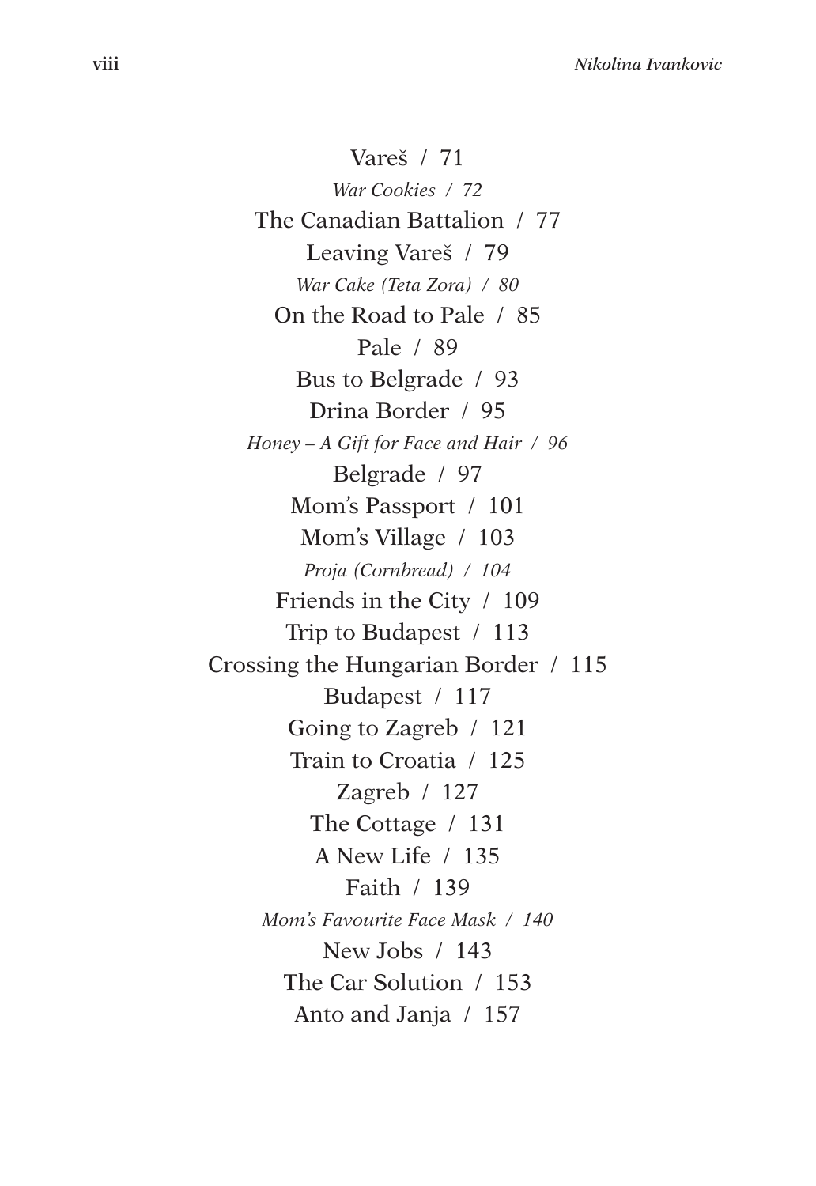Vareš / 71

*War Cookies / 72*

The Canadian Battalion / 77

Leaving Vareš / 79

*War Cake (Teta Zora) / 80*

On the Road to Pale / 85

Pale / 89

Bus to Belgrade / 93

Drina Border / 95

*Honey – A Gift for Face and Hair / 96*

Belgrade / 97

Mom's Passport / 101

Mom's Village / 103

*Proja (Cornbread) / 104*

Friends in the City / 109

Trip to Budapest / 113

Crossing the Hungarian Border / 115

Budapest / 117

Going to Zagreb / 121

Train to Croatia / 125

Zagreb / 127

The Cottage / 131

A New Life / 135

Faith / 139

*Mom's Favourite Face Mask / 140*

New Jobs / 143

The Car Solution / 153

Anto and Janja / 157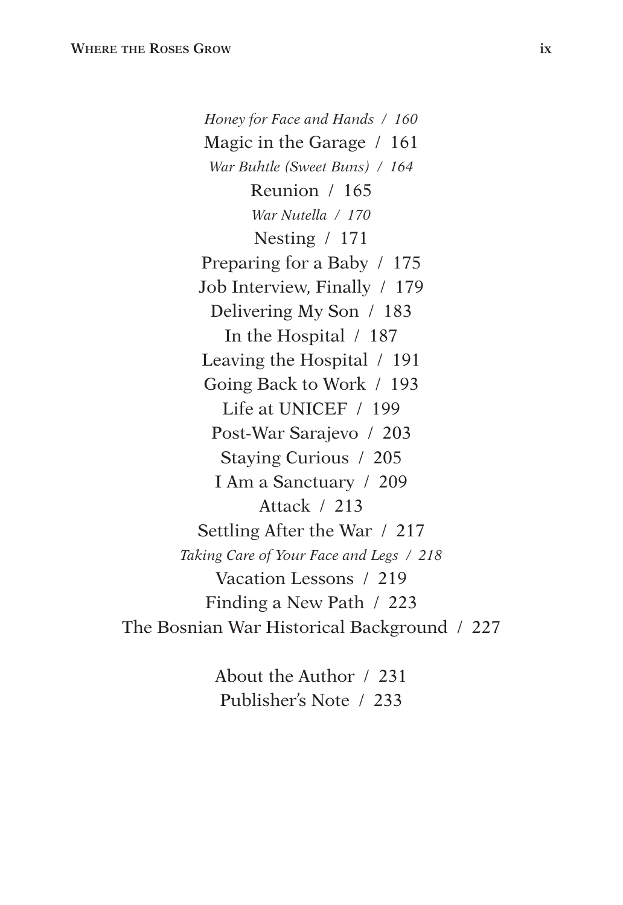*Honey for Face and Hands / 160*

Magic in the Garage / 161

*War Buhtle (Sweet Buns) / 164*

Reunion / 165

*War Nutella / 170*

Nesting / 171

Preparing for a Baby / 175

Job Interview, Finally / 179

Delivering My Son / 183

In the Hospital / 187

Leaving the Hospital / 191

Going Back to Work / 193

Life at UNICEF / 199

Post-War Sarajevo / 203

Staying Curious / 205

I Am a Sanctuary / 209

Attack / 213

Settling After the War / 217

*Taking Care of Your Face and Legs / 218*

Vacation Lessons / 219

Finding a New Path / 223

The Bosnian War Historical Background / 227

About the Author / 231

Publisher's Note / 233